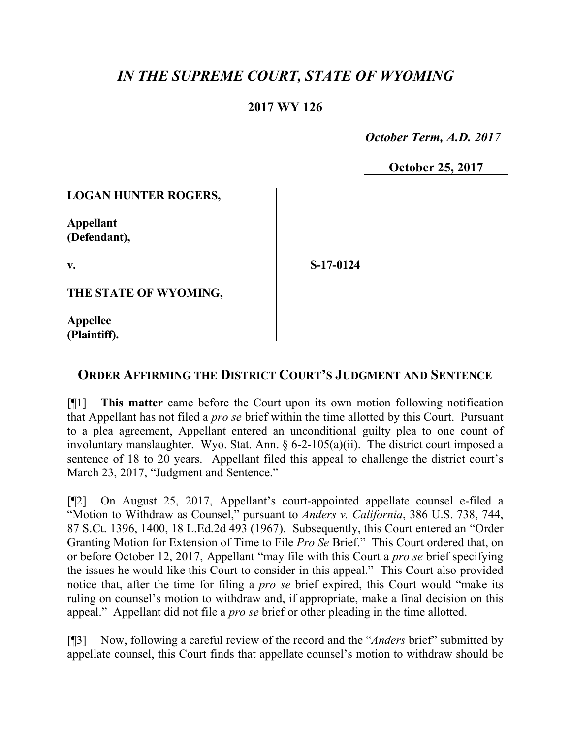# *IN THE SUPREME COURT, STATE OF WYOMING*

## 2017 WY 126

*October Term, A.D. 2017*

**October 25, 2017**

| | | |
|---|---|---|
| **LOGAN HUNTER ROGERS,**<br><br>**Appellant (Defendant),**<br><br>**v.**<br><br>**THE STATE OF WYOMING,**<br><br>**Appellee (Plaintiff).** | | **S-17-0124** |

## ORDER AFFIRMING THE DISTRICT COURT'S JUDGMENT AND SENTENCE

[¶1] **This matter** came before the Court upon its own motion following notification that Appellant has not filed a *pro se* brief within the time allotted by this Court. Pursuant to a plea agreement, Appellant entered an unconditional guilty plea to one count of involuntary manslaughter. Wyo. Stat. Ann. § 6-2-105(a)(ii). The district court imposed a sentence of 18 to 20 years. Appellant filed this appeal to challenge the district court's March 23, 2017, "Judgment and Sentence."

[¶2] On August 25, 2017, Appellant's court-appointed appellate counsel e-filed a "Motion to Withdraw as Counsel," pursuant to *Anders v. California*, 386 U.S. 738, 744, 87 S.Ct. 1396, 1400, 18 L.Ed.2d 493 (1967). Subsequently, this Court entered an "Order Granting Motion for Extension of Time to File *Pro Se* Brief." This Court ordered that, on or before October 12, 2017, Appellant "may file with this Court a *pro se* brief specifying the issues he would like this Court to consider in this appeal." This Court also provided notice that, after the time for filing a *pro se* brief expired, this Court would "make its ruling on counsel's motion to withdraw and, if appropriate, make a final decision on this appeal." Appellant did not file a *pro se* brief or other pleading in the time allotted.

[¶3] Now, following a careful review of the record and the "*Anders* brief" submitted by appellate counsel, this Court finds that appellate counsel's motion to withdraw should be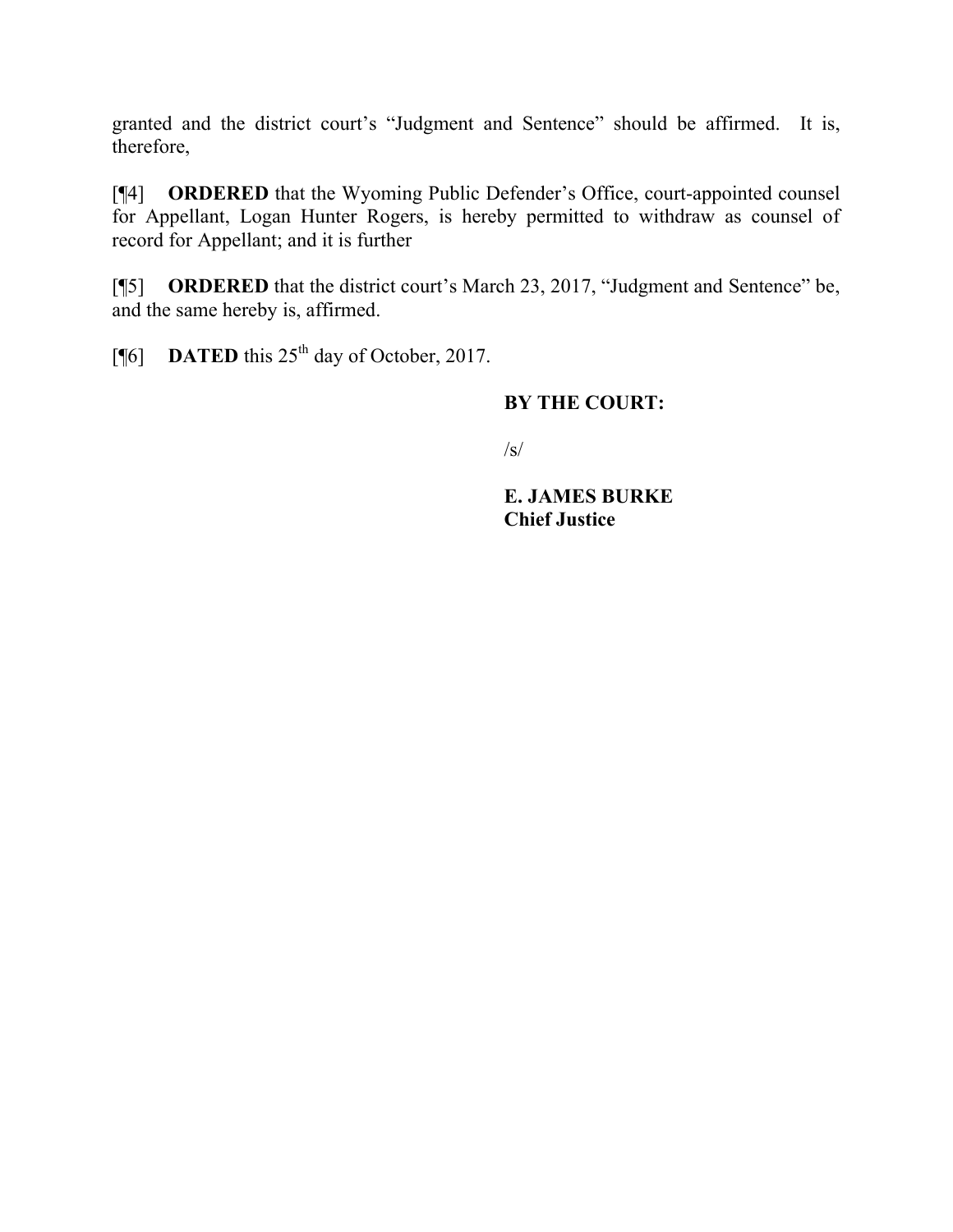granted and the district court's "Judgment and Sentence" should be affirmed. It is, therefore,

[¶4] **ORDERED** that the Wyoming Public Defender's Office, court-appointed counsel for Appellant, Logan Hunter Rogers, is hereby permitted to withdraw as counsel of record for Appellant; and it is further

[¶5] **ORDERED** that the district court's March 23, 2017, "Judgment and Sentence" be, and the same hereby is, affirmed.

[¶6] **DATED** this 25th day of October, 2017.

**BY THE COURT:**

/s/

**E. JAMES BURKE**
**Chief Justice**